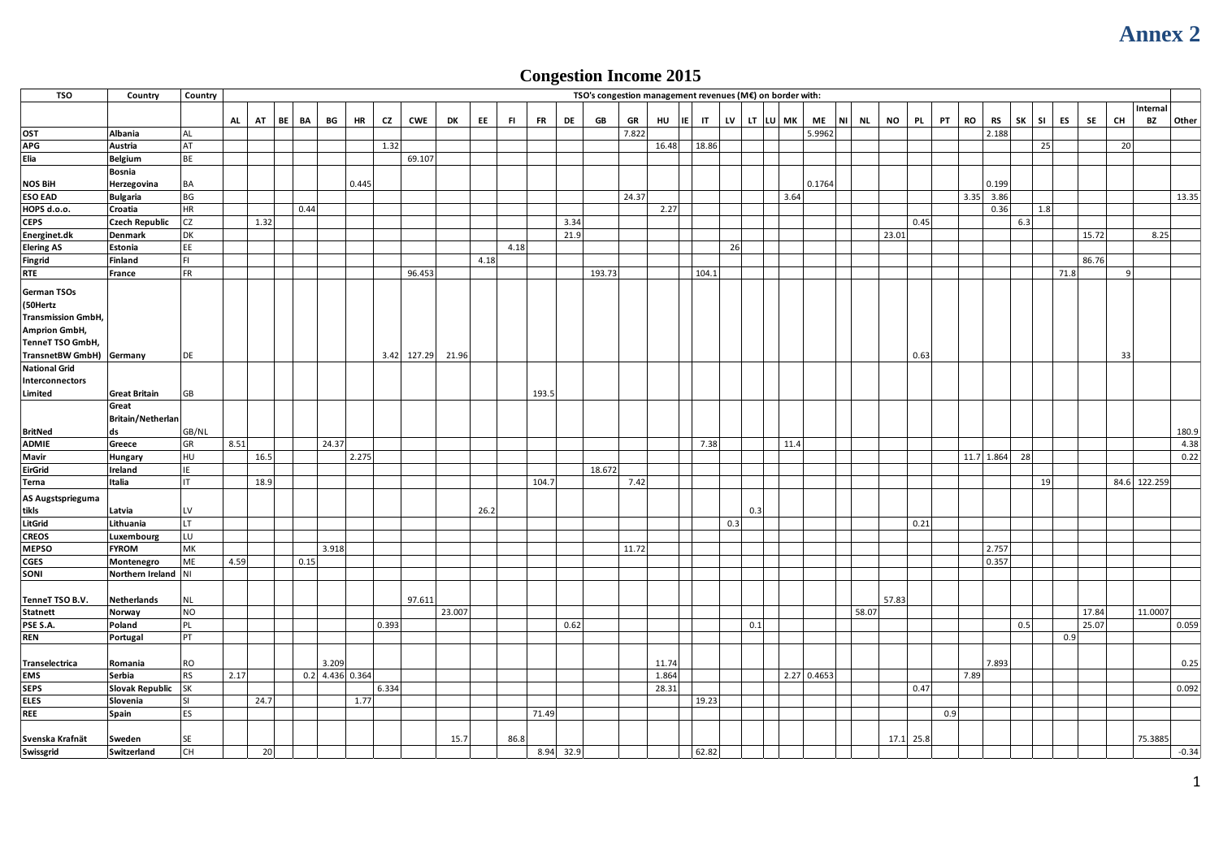# Annex 2

## Congestion Income 2015

| TSO | Country | Country | TSO's congestion management revenues (M€) on border with: | | | | | | | | | | | | | | | | | | | | | | | | | | | | | | | | | | |
|---|---|---|---|---|---|---|---|---|---|---|---|---|---|---|---|---|---|---|---|---|---|---|---|---|---|---|---|---|---|---|---|---|---|---|---|---|---|
| | | | AL | AT | BE | BA | BG | HR | CZ | CWE | DK | EE | FI | FR | DE | GB | GR | HU | IE | IT | LV | LT | LU | MK | ME | NI | NL | NO | PL | PT | RO | RS | SK | SI | ES | SE | CH | Internal BZ | Other |
| OST | Albania | AL | | | | | | | | | | | | | | | 7.822 | | | | | | | | 5.9962 | | | | | | | 2.188 | | | | | | | |
| APG | Austria | AT | | | | | | | 1.32 | | | | | | | | | 16.48 | | 18.86 | | | | | | | | | | | | | | 25 | | | 20 | | |
| Elia | Belgium | BE | | | | | | | | 69.107 | | | | | | | | | | | | | | | | | | | | | | | | | | | | | |
| NOS BiH | Bosnia Herzegovina | BA | | | | | | 0.445 | | | | | | | | | | | | | | | | | 0.1764 | | | | | | | 0.199 | | | | | | | |
| ESO EAD | Bulgaria | BG | | | | | | | | | | | | | | | 24.37 | | | | | | | 3.64 | | | | | | | 3.35 | 3.86 | | | | | | | 13.35 |
| HOPS d.o.o. | Croatia | HR | | | | 0.44 | | | | | | | | | | | | 2.27 | | | | | | | | | | | | | | 0.36 | | 1.8 | | | | | |
| CEPS | Czech Republic | CZ | | 1.32 | | | | | | | | | | | 3.34 | | | | | | | | | | | | | | 0.45 | | | | 6.3 | | | | | | |
| Energinet.dk | Denmark | DK | | | | | | | | | | | | | 21.9 | | | | | | | | | | | | | 23.01 | | | | | | | | 15.72 | | 8.25 | |
| Elering AS | Estonia | EE | | | | | | | | | | | 4.18 | | | | | | | | 26 | | | | | | | | | | | | | | | | | | |
| Fingrid | Finland | FI | | | | | | | | | | 4.18 | | | | | | | | | | | | | | | | | | | | | | | | 86.76 | | | |
| RTE | France | FR | | | | | | | | 96.453 | | | | | | 193.73 | | | | 104.1 | | | | | | | | | | | | | | | 71.8 | | 9 | | |
| German TSOs (50Hertz Transmission GmbH, Amprion GmbH, TenneT TSO GmbH, TransnetBW GmbH) | Germany | DE | | | | | | | 3.42 | 127.29 | 21.96 | | | | | | | | | | | | | | | | | | 0.63 | | | | | | | | 33 | | |
| National Grid Interconnectors Limited | Great Britain | GB | | | | | | | | | | | | 193.5 | | | | | | | | | | | | | | | | | | | | | | | | | |
| BritNed | Great Britain/Netherlands | GB/NL | | | | | | | | | | | | | | | | | | | | | | | | | | | | | | | | | | | | | 180.9 |
| ADMIE | Greece | GR | 8.51 | | | | 24.37 | | | | | | | | | | | | | 7.38 | | | | 11.4 | | | | | | | | | | | | | | | 4.38 |
| Mavir | Hungary | HU | | 16.5 | | | | 2.275 | | | | | | | | | | | | | | | | | | | | | | | 11.7 | 1.864 | 28 | | | | | | 0.22 |
| EirGrid | Ireland | IE | | | | | | | | | | | | | | 18.672 | | | | | | | | | | | | | | | | | | | | | | | |
| Terna | Italia | IT | | 18.9 | | | | | | | | | | 104.7 | | | 7.42 | | | | | | | | | | | | | | | | | 19 | | | 84.6 | 122.259 | |
| AS Augstsprieguma tikls | Latvia | LV | | | | | | | | | | 26.2 | | | | | | | | | | 0.3 | | | | | | | | | | | | | | | | | |
| LitGrid | Lithuania | LT | | | | | | | | | | | | | | | | | | | 0.3 | | | | | | | | 0.21 | | | | | | | | | | |
| CREOS | Luxembourg | LU | | | | | | | | | | | | | | | | | | | | | | | | | | | | | | | | | | | | | |
| MEPSO | FYROM | MK | | | | | 3.918 | | | | | | | | | | 11.72 | | | | | | | | | | | | | | | 2.757 | | | | | | | |
| CGES | Montenegro | ME | 4.59 | | | 0.15 | | | | | | | | | | | | | | | | | | | | | | | | | | 0.357 | | | | | | | |
| SONI | Northern Ireland | NI | | | | | | | | | | | | | | | | | | | | | | | | | | | | | | | | | | | | | |
| TenneT TSO B.V. | Netherlands | NL | | | | | | | | 97.611 | | | | | | | | | | | | | | | | | | 57.83 | | | | | | | | | | | |
| Statnett | Norway | NO | | | | | | | | | 23.007 | | | | | | | | | | | | | | | | 58.07 | | | | | | | | | 17.84 | | 11.0007 | |
| PSE S.A. | Poland | PL | | | | | | | 0.393 | | | | | | 0.62 | | | | | | | 0.1 | | | | | | | | | | | 0.5 | | | 25.07 | | | 0.059 |
| REN | Portugal | PT | | | | | | | | | | | | | | | | | | | | | | | | | | | | | | | | | 0.9 | | | | |
| Transelectrica | Romania | RO | | | | | 3.209 | | | | | | | | | | | 11.74 | | | | | | | | | | | | | | 7.893 | | | | | | | 0.25 |
| EMS | Serbia | RS | 2.17 | | | 0.2 | 4.436 | 0.364 | | | | | | | | | | 1.864 | | | | | | 2.27 | 0.4653 | | | | | | 7.89 | | | | | | | | |
| SEPS | Slovak Republic | SK | | | | | | | 6.334 | | | | | | | | | 28.31 | | | | | | | | | | | 0.47 | | | | | | | | | | 0.092 |
| ELES | Slovenia | SI | | 24.7 | | | | 1.77 | | | | | | | | | | | | 19.23 | | | | | | | | | | | | | | | | | | | |
| REE | Spain | ES | | | | | | | | | | | | 71.49 | | | | | | | | | | | | | | | | 0.9 | | | | | | | | | |
| Svenska Kraftnät | Sweden | SE | | | | | | | | | 15.7 | | 86.8 | | | | | | | | | | | | | | | 17.1 | 25.8 | | | | | | | | | 75.3885 | |
| Swissgrid | Switzerland | CH | | 20 | | | | | | | | | | 8.94 | 32.9 | | | | | 62.82 | | | | | | | | | | | | | | | | | | | -0.34 |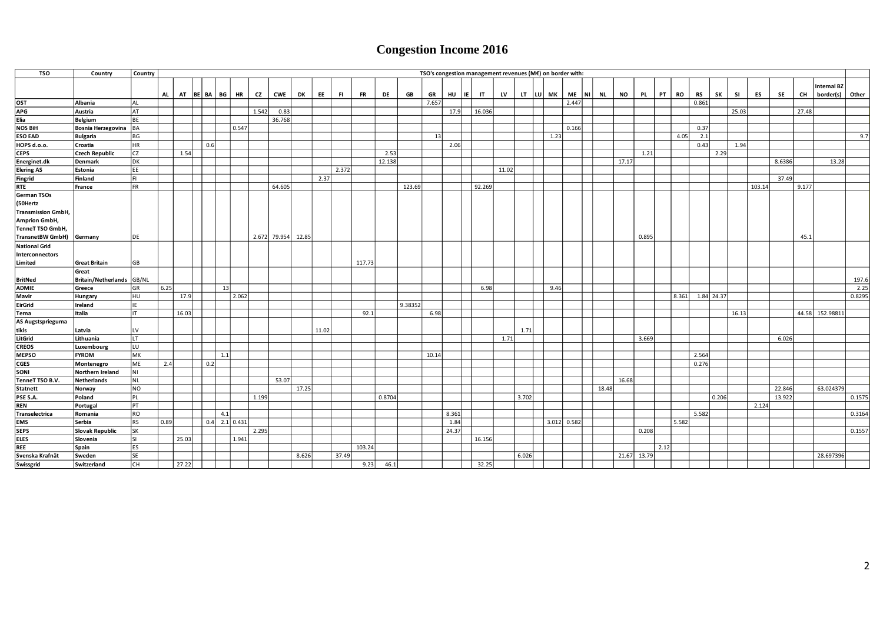# Congestion Income 2016

| TSO | Country | Country | TSO's congestion management revenues (M€) on border with: | | | | | | | | | | | | | | | | | | | | | | | | | | | | | | | | | | | |
|---|---|---|---|---|---|---|---|---|---|---|---|---|---|---|---|---|---|---|---|---|---|---|---|---|---|---|---|---|---|---|---|---|---|---|---|---|---|---|
| | | | AL | AT | BE | BA | BG | HR | CZ | CWE | DK | EE | FI | FR | DE | GB | GR | HU | IE | IT | LV | LT | LU | MK | ME | NI | NL | NO | PL | PT | RO | RS | SK | SI | ES | SE | CH | Internal BZ border(s) | Other |
| OST | Albania | AL | | | | | | | | | | | | | | | 7.657 | | | | | | | | 2.447 | | | | | | | 0.861 | | | | | | | |
| APG | Austria | AT | | | | | | | 1.542 | 0.83 | | | | | | | | 17.9 | | 16.036 | | | | | | | | | | | | | | 25.03 | | | 27.48 | | |
| Elia | Belgium | BE | | | | | | | | 36.768 | | | | | | | | | | | | | | | | | | | | | | | | | | | | | |
| NOS BiH | Bosnia Herzegovina | BA | | | | | | 0.547 | | | | | | | | | | | | | | | | | 0.166 | | | | | | | 0.37 | | | | | | | |
| ESO EAD | Bulgaria | BG | | | | | | | | | | | | | | | 13 | | | | | | | 1.23 | | | | | | | 4.05 | 2.1 | | | | | | | 9.7 |
| HOPS d.o.o. | Croatia | HR | | | | 0.6 | | | | | | | | | | | | 2.06 | | | | | | | | | | | | | | 0.43 | | 1.94 | | | | | |
| CEPS | Czech Republic | CZ | | 1.54 | | | | | | | | | | | 2.53 | | | | | | | | | | | | | | 1.21 | | | | 2.29 | | | | | | |
| Energinet.dk | Denmark | DK | | | | | | | | | | | | | 12.138 | | | | | | | | | | | | | 17.17 | | | | | | | | 8.6386 | | 13.28 | |
| Elering AS | Estonia | EE | | | | | | | | | | | 2.372 | | | | | | | | 11.02 | | | | | | | | | | | | | | | | | | |
| Fingrid | Finland | FI | | | | | | | | | | 2.37 | | | | | | | | | | | | | | | | | | | | | | | | 37.49 | | | |
| RTE | France | FR | | | | | | | | 64.605 | | | | | | 123.69 | | | | 92.269 | | | | | | | | | | | | | | | 103.14 | | 9.177 | | |
| German TSOs (50Hertz Transmission GmbH, Amprion GmbH, TenneT TSO GmbH, TransnetBW GmbH) | Germany | DE | | | | | | | 2.672 | 79.954 | 12.85 | | | | | | | | | | | | | | | | | | 0.895 | | | | | | | | 45.1 | | |
| National Grid Interconnectors Limited | Great Britain | GB | | | | | | | | | | | | 117.73 | | | | | | | | | | | | | | | | | | | | | | | | | |
| BritNed | Great Britain/Netherlands | GB/NL | | | | | | | | | | | | | | | | | | | | | | | | | | | | | | | | | | | | | 197.6 |
| ADMIE | Greece | GR | 6.25 | | | | 13 | | | | | | | | | | | | | 6.98 | | | | 9.46 | | | | | | | | | | | | | | | 2.25 |
| Mavir | Hungary | HU | | 17.9 | | | | 2.062 | | | | | | | | | | | | | | | | | | | | | | | 8.361 | 1.84 | 24.37 | | | | | | 0.8295 |
| EirGrid | Ireland | IE | | | | | | | | | | | | | | 9.38352 | | | | | | | | | | | | | | | | | | | | | | | |
| Terna | Italia | IT | | 16.03 | | | | | | | | | | 92.1 | | | 6.98 | | | | | | | | | | | | | | | | | 16.13 | | | 44.58 | 152.98811 | |
| AS Augstsprieguma tikls | Latvia | LV | | | | | | | | | | 11.02 | | | | | | | | | | 1.71 | | | | | | | | | | | | | | | | | |
| LitGrid | Lithuania | LT | | | | | | | | | | | | | | | | | | | 1.71 | | | | | | | | 3.669 | | | | | | | 6.026 | | | |
| CREOS | Luxembourg | LU | | | | | | | | | | | | | | | | | | | | | | | | | | | | | | | | | | | | | |
| MEPSO | FYROM | MK | | | | | 1.1 | | | | | | | | | | 10.14 | | | | | | | | | | | | | | | 2.564 | | | | | | | |
| CGES | Montenegro | ME | 2.4 | | | 0.2 | | | | | | | | | | | | | | | | | | | | | | | | | | 0.276 | | | | | | | |
| SONI | Northern Ireland | NI | | | | | | | | | | | | | | | | | | | | | | | | | | | | | | | | | | | | | |
| TenneT TSO B.V. | Netherlands | NL | | | | | | | | 53.07 | | | | | | | | | | | | | | | | | | 16.68 | | | | | | | | | | | |
| Statnett | Norway | NO | | | | | | | | | 17.25 | | | | | | | | | | | | | | | | 18.48 | | | | | | | | | 22.846 | | 63.024379 | |
| PSE S.A. | Poland | PL | | | | | | | 1.199 | | | | | | 0.8704 | | | | | | | 3.702 | | | | | | | | | | | 0.206 | | | 13.922 | | | 0.1575 |
| REN | Portugal | PT | | | | | | | | | | | | | | | | | | | | | | | | | | | | | | | | | 2.124 | | | | |
| Transelectrica | Romania | RO | | | | | 4.1 | | | | | | | | | | | 8.361 | | | | | | | | | | | | | | 5.582 | | | | | | | 0.3164 |
| EMS | Serbia | RS | 0.89 | | | 0.4 | 2.1 | 0.431 | | | | | | | | | | 1.84 | | | | | | 3.012 | 0.582 | | | | | | 5.582 | | | | | | | | |
| SEPS | Slovak Republic | SK | | | | | | | 2.295 | | | | | | | | | 24.37 | | | | | | | | | | | 0.208 | | | | | | | | | | 0.1557 |
| ELES | Slovenia | SI | | 25.03 | | | | 1.941 | | | | | | | | | | | | 16.156 | | | | | | | | | | | | | | | | | | | |
| REE | Spain | ES | | | | | | | | | | | | 103.24 | | | | | | | | | | | | | | | | 2.12 | | | | | | | | | |
| Svenska Kraftnät | Sweden | SE | | | | | | | | | 8.626 | | 37.49 | | | | | | | | | 6.026 | | | | | | 21.67 | 13.79 | | | | | | | | | 28.697396 | |
| Swissgrid | Switzerland | CH | | 27.22 | | | | | | | | | | 9.23 | 46.1 | | | | | 32.25 | | | | | | | | | | | | | | | | | | | |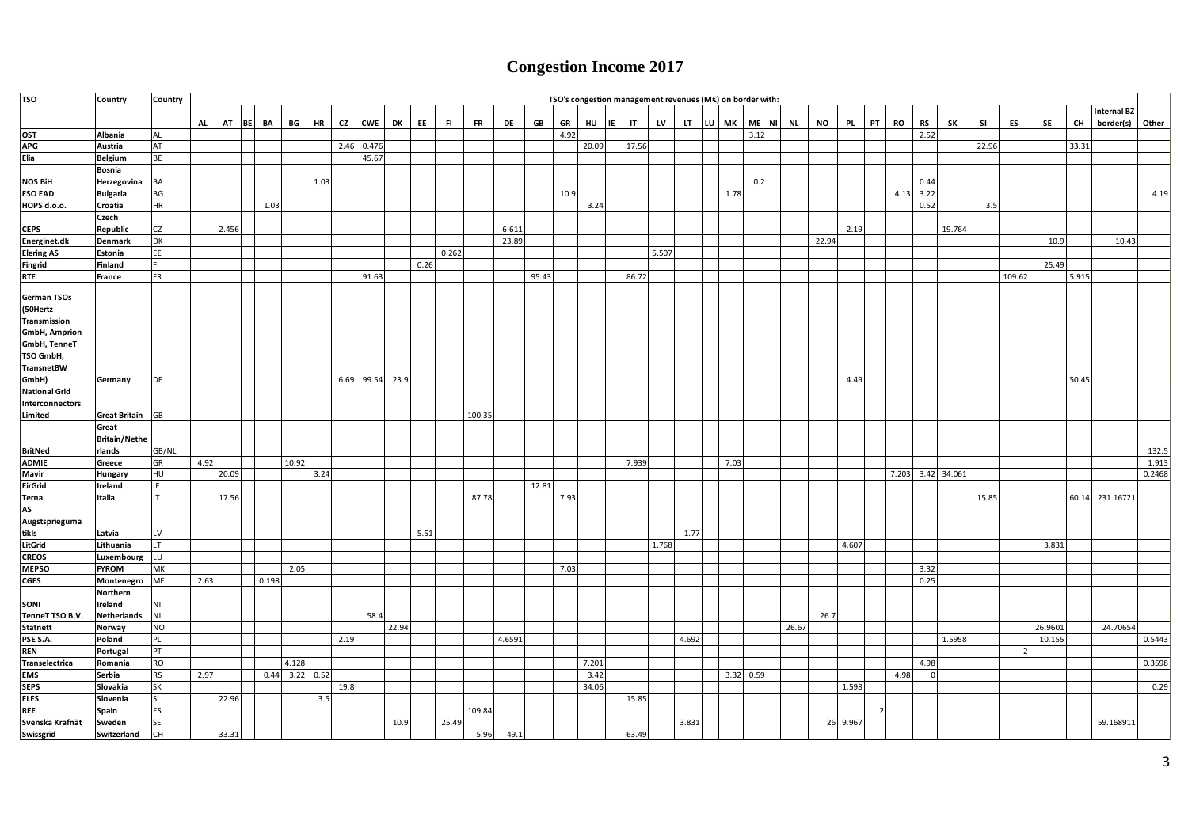# Congestion Income 2017

| TSO | Country | Country | TSO's congestion management revenues (M€) on border with: | | | | | | | | | | | | | | | | | | | | | | | | | | | | | | | | | | |
|---|---|---|---|---|---|---|---|---|---|---|---|---|---|---|---|---|---|---|---|---|---|---|---|---|---|---|---|---|---|---|---|---|---|---|---|---|---|---|---|
| | | | AL | AT | BE | BA | BG | HR | CZ | CWE | DK | EE | FI | FR | DE | GB | GR | HU | IE | IT | LV | LT | LU | MK | ME | NI | NL | NO | PL | PT | RO | RS | SK | SI | ES | SE | CH | Internal BZ border(s) | Other |
| OST | Albania | AL | | | | | | | | | | | | | | | 4.92 | | | | | | | | 3.12 | | | | | | | 2.52 | | | | | | | |
| APG | Austria | AT | | | | | | | 2.46 | 0.476 | | | | | | | | 20.09 | | 17.56 | | | | | | | | | | | | | | 22.96 | | | 33.31 | | |
| Elia | Belgium | BE | | | | | | | | 45.67 | | | | | | | | | | | | | | | | | | | | | | | | | | | | | |
| NOS BiH | Bosnia Herzegovina | BA | | | | | | 1.03 | | | | | | | | | | | | | | | | | 0.2 | | | | | | | 0.44 | | | | | | | |
| ESO EAD | Bulgaria | BG | | | | | | | | | | | | | | | 10.9 | | | | | | | 1.78 | | | | | | | 4.13 | 3.22 | | | | | | | 4.19 |
| HOPS d.o.o. | Croatia | HR | | | | 1.03 | | | | | | | | | | | | 3.24 | | | | | | | | | | | | | | 0.52 | | 3.5 | | | | | |
| CEPS | Czech Republic | CZ | | 2.456 | | | | | | | | | | | 6.611 | | | | | | | | | | | | | | 2.19 | | | | 19.764 | | | | | | |
| Energinet.dk | Denmark | DK | | | | | | | | | | | | | 23.89 | | | | | | | | | | | | | 22.94 | | | | | | | | 10.9 | | 10.43 | |
| Elering AS | Estonia | EE | | | | | | | | | | | 0.262 | | | | | | | | 5.507 | | | | | | | | | | | | | | | | | | |
| Fingrid | Finland | FI | | | | | | | | | | 0.26 | | | | | | | | | | | | | | | | | | | | | | | | 25.49 | | | |
| RTE | France | FR | | | | | | | | 91.63 | | | | | | 95.43 | | | | 86.72 | | | | | | | | | | | | | | | 109.62 | | 5.915 | | |
| German TSOs (50Hertz Transmission GmbH, Amprion GmbH, TenneT TSO GmbH, TransnetBW GmbH) | Germany | DE | | | | | | | 6.69 | 99.54 | 23.9 | | | | | | | | | | | | | | | | | | 4.49 | | | | | | | | 50.45 | | |
| National Grid Interconnectors Limited | Great Britain | GB | | | | | | | | | | | | 100.35 | | | | | | | | | | | | | | | | | | | | | | | | | |
| BritNed | Great Britain/Netherlands | GB/NL | | | | | | | | | | | | | | | | | | | | | | | | | | | | | | | | | | | | | 132.5 |
| ADMIE | Greece | GR | 4.92 | | | | 10.92 | | | | | | | | | | | | | 7.939 | | | | 7.03 | | | | | | | | | | | | | | | 1.913 |
| Mavir | Hungary | HU | | 20.09 | | | | 3.24 | | | | | | | | | | | | | | | | | | | | | | | 7.203 | 3.42 | 34.061 | | | | | | 0.2468 |
| EirGrid | Ireland | IE | | | | | | | | | | | | | | 12.81 | | | | | | | | | | | | | | | | | | | | | | | |
| Terna | Italia | IT | | 17.56 | | | | | | | | | | 87.78 | | | 7.93 | | | | | | | | | | | | | | | | | 15.85 | | | 60.14 | 231.16721 | |
| AS Augstsprieguma tikls | Latvia | LV | | | | | | | | | | 5.51 | | | | | | | | | | 1.77 | | | | | | | | | | | | | | | | | |
| LitGrid | Lithuania | LT | | | | | | | | | | | | | | | | | | | 1.768 | | | | | | | | 4.607 | | | | | | | 3.831 | | | |
| CREOS | Luxembourg | LU | | | | | | | | | | | | | | | | | | | | | | | | | | | | | | | | | | | | | |
| MEPSO | FYROM | MK | | | | | 2.05 | | | | | | | | | | 7.03 | | | | | | | | | | | | | | | 3.32 | | | | | | | |
| CGES | Montenegro | ME | 2.63 | | | 0.198 | | | | | | | | | | | | | | | | | | | | | | | | | | 0.25 | | | | | | | |
| SONI | Northern Ireland | NI | | | | | | | | | | | | | | | | | | | | | | | | | | | | | | | | | | | | | |
| TenneT TSO B.V. | Netherlands | NL | | | | | | | | 58.4 | | | | | | | | | | | | | | | | | | 26.7 | | | | | | | | | | | |
| Statnett | Norway | NO | | | | | | | | | 22.94 | | | | | | | | | | | | | | | | 26.67 | | | | | | | | | 26.9601 | | 24.70654 | |
| PSE S.A. | Poland | PL | | | | | | | 2.19 | | | | | | 4.6591 | | | | | | | 4.692 | | | | | | | | | | | 1.5958 | | | 10.155 | | | 0.5443 |
| REN | Portugal | PT | | | | | | | | | | | | | | | | | | | | | | | | | | | | | | | | | 2 | | | | |
| Transelectrica | Romania | RO | | | | | 4.128 | | | | | | | | | | | 7.201 | | | | | | | | | | | | | | 4.98 | | | | | | | 0.3598 |
| EMS | Serbia | RS | 2.97 | | | 0.44 | 3.22 | 0.52 | | | | | | | | | | 3.42 | | | | | | 3.32 | 0.59 | | | | | | 4.98 | 0 | | | | | | | |
| SEPS | Slovakia | SK | | | | | | | 19.8 | | | | | | | | | 34.06 | | | | | | | | | | | 1.598 | | | | | | | | | | 0.29 |
| ELES | Slovenia | SI | | 22.96 | | | | 3.5 | | | | | | | | | | | | 15.85 | | | | | | | | | | | | | | | | | | | |
| REE | Spain | ES | | | | | | | | | | | | 109.84 | | | | | | | | | | | | | | | | 2 | | | | | | | | | |
| Svenska Kraftnät | Sweden | SE | | | | | | | | | 10.9 | | 25.49 | | | | | | | | | 3.831 | | | | | | 26 | 9.967 | | | | | | | | | 59.168911 | |
| Swissgrid | Switzerland | CH | | 33.31 | | | | | | | | | | 5.96 | 49.1 | | | | | 63.49 | | | | | | | | | | | | | | | | | | | |